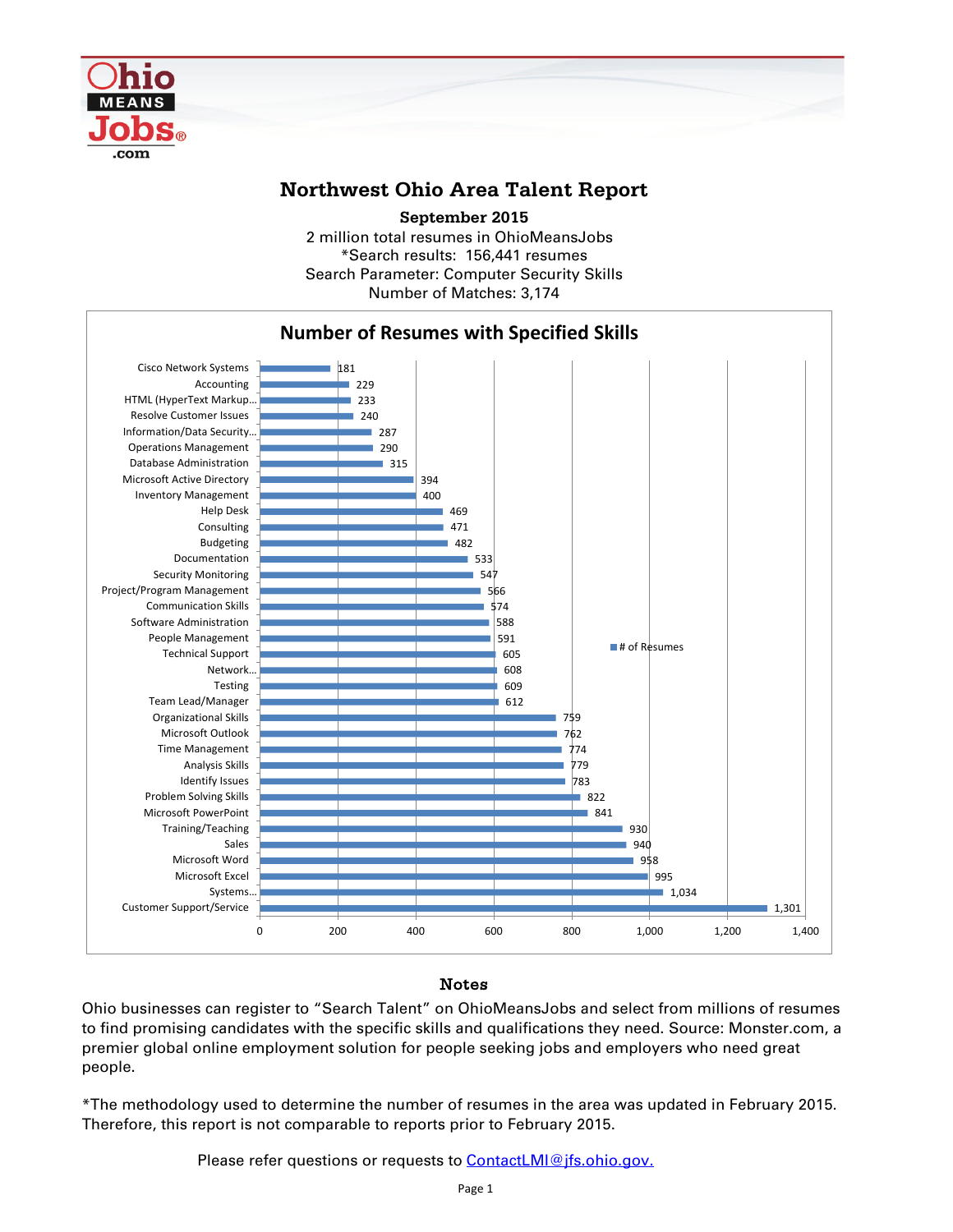# Northwest Ohio Area Talent Report

**September 2015**

2 million total resumes in OhioMeansJobs
*Search results: 156,441 resumes
Search Parameter: Computer Security Skills
Number of Matches: 3,174

## Number of Resumes with Specified Skills

| Skill | # of Resumes |
|---|---|
| Cisco Network Systems | 181 |
| Accounting | 229 |
| HTML (HyperText Markup... | 233 |
| Resolve Customer Issues | 240 |
| Information/Data Security... | 287 |
| Operations Management | 290 |
| Database Administration | 315 |
| Microsoft Active Directory | 394 |
| Inventory Management | 400 |
| Help Desk | 469 |
| Consulting | 471 |
| Budgeting | 482 |
| Documentation | 533 |
| Security Monitoring | 547 |
| Project/Program Management | 566 |
| Communication Skills | 574 |
| Software Administration | 588 |
| People Management | 591 |
| Technical Support | 605 |
| Network... | 608 |
| Testing | 609 |
| Team Lead/Manager | 612 |
| Organizational Skills | 759 |
| Microsoft Outlook | 762 |
| Time Management | 774 |
| Analysis Skills | 779 |
| Identify Issues | 783 |
| Problem Solving Skills | 822 |
| Microsoft PowerPoint | 841 |
| Training/Teaching | 930 |
| Sales | 940 |
| Microsoft Word | 958 |
| Microsoft Excel | 995 |
| Systems... | 1,034 |
| Customer Support/Service | 1,301 |

## Notes

Ohio businesses can register to "Search Talent" on OhioMeansJobs and select from millions of resumes to find promising candidates with the specific skills and qualifications they need. Source: Monster.com, a premier global online employment solution for people seeking jobs and employers who need great people.

*The methodology used to determine the number of resumes in the area was updated in February 2015. Therefore, this report is not comparable to reports prior to February 2015.

Please refer questions or requests to ContactLMI@jfs.ohio.gov.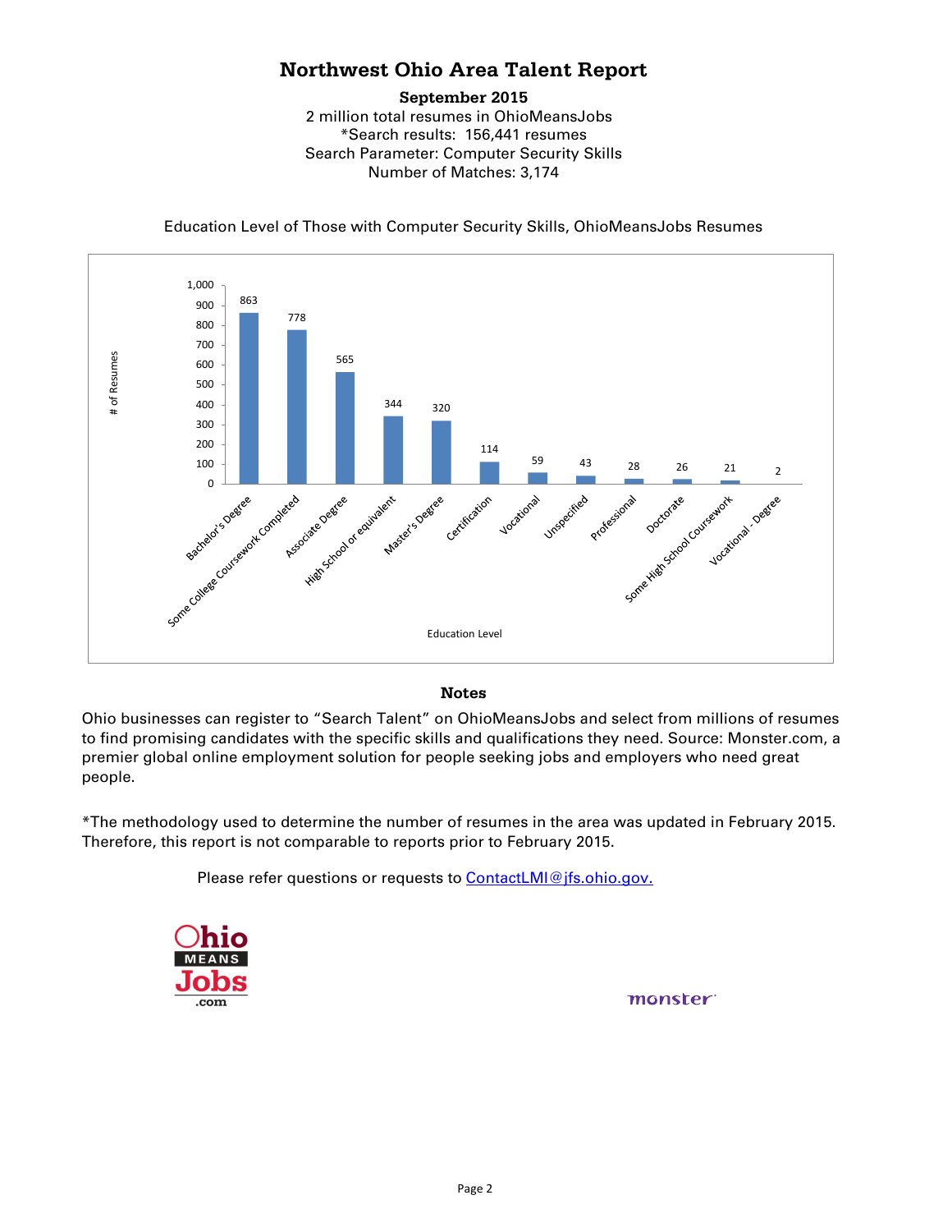# Northwest Ohio Area Talent Report

**September 2015**

2 million total resumes in OhioMeansJobs

*Search results: 156,441 resumes

Search Parameter: Computer Security Skills

Number of Matches: 3,174

Education Level of Those with Computer Security Skills, OhioMeansJobs Resumes

# of Resumes

1,000
900
800
700
600
500
400
300
200
100
0

863
778
565
344
320
114
59
43
28
26
21
2

Bachelor's Degree
Some College Coursework Completed
Associate Degree
High School or equivalent
Master's Degree
Certification
Vocational
Unspecified
Professional
Doctorate
Some High School Coursework
Vocational - Degree

Education Level

## Notes

Ohio businesses can register to "Search Talent" on OhioMeansJobs and select from millions of resumes to find promising candidates with the specific skills and qualifications they need. Source: Monster.com, a premier global online employment solution for people seeking jobs and employers who need great people.

*The methodology used to determine the number of resumes in the area was updated in February 2015. Therefore, this report is not comparable to reports prior to February 2015.

Please refer questions or requests to ContactLMI@jfs.ohio.gov.

Ohio MEANS Jobs .com

monster